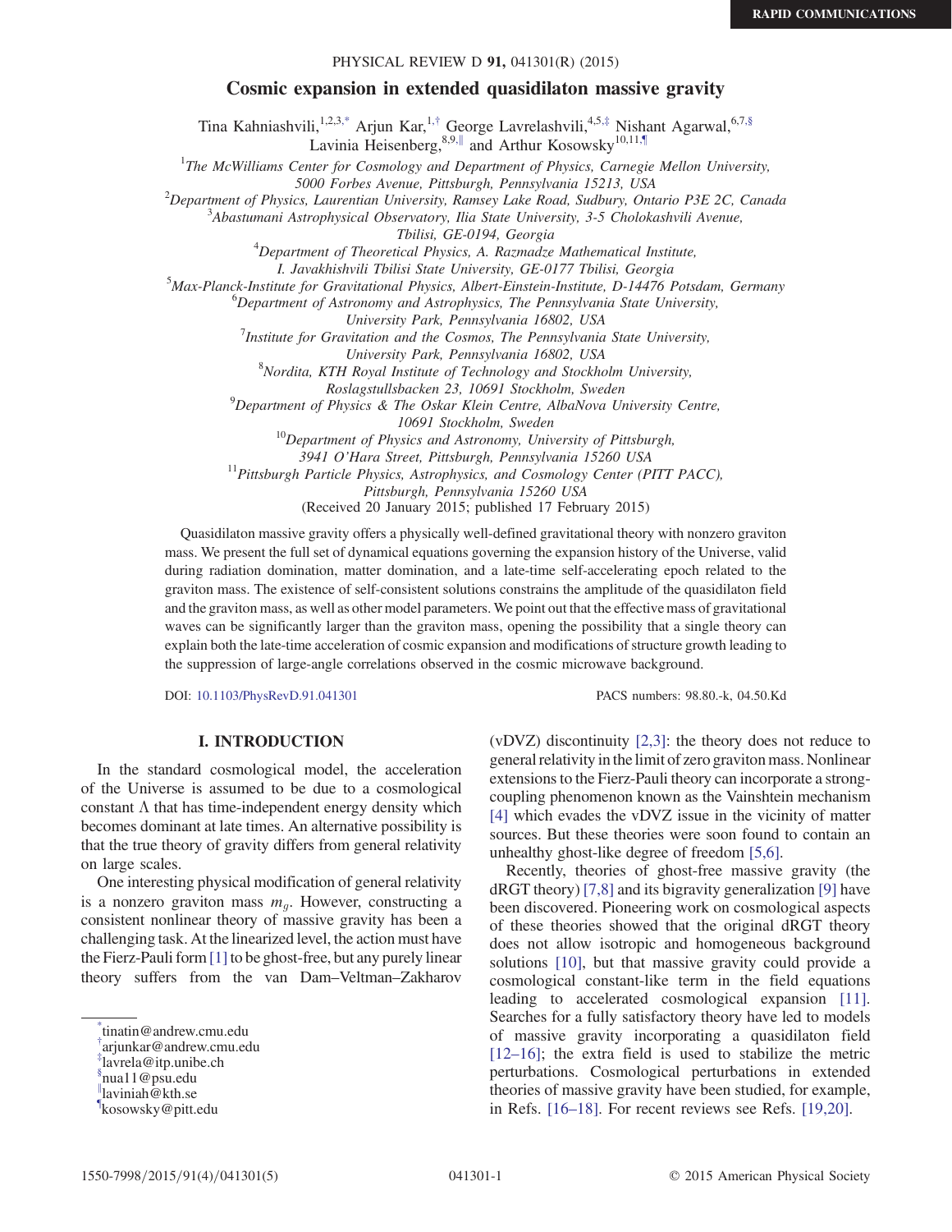# Cosmic expansion in extended quasidilaton massive gravity

Tina Kahniashvili,[1,2,3,*] Arjun Kar,[1,†] George Lavrelashvili,[4,5,‡] Nishant Agarwal,[6,7,§] Lavinia Heisenberg,[8,9,∥] and Arthur Kosowsky[10,11,¶]

[1]The McWilliams Center for Cosmology and Department of Physics, Carnegie Mellon University, 5000 Forbes Avenue, Pittsburgh, Pennsylvania 15213, USA

[2]Department of Physics, Laurentian University, Ramsey Lake Road, Sudbury, Ontario P3E 2C, Canada

[3]Abastumani Astrophysical Observatory, Ilia State University, 3-5 Cholokashvili Avenue, Tbilisi, GE-0194, Georgia

[4]Department of Theoretical Physics, A. Razmadze Mathematical Institute, I. Javakhishvili Tbilisi State University, GE-0177 Tbilisi, Georgia

[5]Max-Planck-Institute for Gravitational Physics, Albert-Einstein-Institute, D-14476 Potsdam, Germany

[6]Department of Astronomy and Astrophysics, The Pennsylvania State University, University Park, Pennsylvania 16802, USA

[7]Institute for Gravitation and the Cosmos, The Pennsylvania State University, University Park, Pennsylvania 16802, USA

[8]Nordita, KTH Royal Institute of Technology and Stockholm University, Roslagstullsbacken 23, 10691 Stockholm, Sweden

[9]Department of Physics & The Oskar Klein Centre, AlbaNova University Centre, 10691 Stockholm, Sweden

[10]Department of Physics and Astronomy, University of Pittsburgh, 3941 O'Hara Street, Pittsburgh, Pennsylvania 15260 USA

[11]Pittsburgh Particle Physics, Astrophysics, and Cosmology Center (PITT PACC), Pittsburgh, Pennsylvania 15260 USA

(Received 20 January 2015; published 17 February 2015)

Quasidilaton massive gravity offers a physically well-defined gravitational theory with nonzero graviton mass. We present the full set of dynamical equations governing the expansion history of the Universe, valid during radiation domination, matter domination, and a late-time self-accelerating epoch related to the graviton mass. The existence of self-consistent solutions constrains the amplitude of the quasidilaton field and the graviton mass, as well as other model parameters. We point out that the effective mass of gravitational waves can be significantly larger than the graviton mass, opening the possibility that a single theory can explain both the late-time acceleration of cosmic expansion and modifications of structure growth leading to the suppression of large-angle correlations observed in the cosmic microwave background.

DOI: 10.1103/PhysRevD.91.041301 PACS numbers: 98.80.-k, 04.50.Kd

## I. INTRODUCTION

In the standard cosmological model, the acceleration of the Universe is assumed to be due to a cosmological constant $\Lambda$ that has time-independent energy density which becomes dominant at late times. An alternative possibility is that the true theory of gravity differs from general relativity on large scales.

One interesting physical modification of general relativity is a nonzero graviton mass $m_g$. However, constructing a consistent nonlinear theory of massive gravity has been a challenging task. At the linearized level, the action must have the Fierz-Pauli form [1] to be ghost-free, but any purely linear theory suffers from the van Dam–Veltman–Zakharov (vDVZ) discontinuity [2,3]: the theory does not reduce to general relativity in the limit of zero graviton mass. Nonlinear extensions to the Fierz-Pauli theory can incorporate a strong-coupling phenomenon known as the Vainshtein mechanism [4] which evades the vDVZ issue in the vicinity of matter sources. But these theories were soon found to contain an unhealthy ghost-like degree of freedom [5,6].

Recently, theories of ghost-free massive gravity (the dRGT theory) [7,8] and its bigravity generalization [9] have been discovered. Pioneering work on cosmological aspects of these theories showed that the original dRGT theory does not allow isotropic and homogeneous background solutions [10], but that massive gravity could provide a cosmological constant-like term in the field equations leading to accelerated cosmological expansion [11]. Searches for a fully satisfactory theory have led to models of massive gravity incorporating a quasidilaton field [12–16]; the extra field is used to stabilize the metric perturbations. Cosmological perturbations in extended theories of massive gravity have been studied, for example, in Refs. [16–18]. For recent reviews see Refs. [19,20].

*tinatin@andrew.cmu.edu
†arjunkar@andrew.cmu.edu
‡lavrela@itp.unibe.ch
§nua11@psu.edu
∥laviniah@kth.se
¶kosowsky@pitt.edu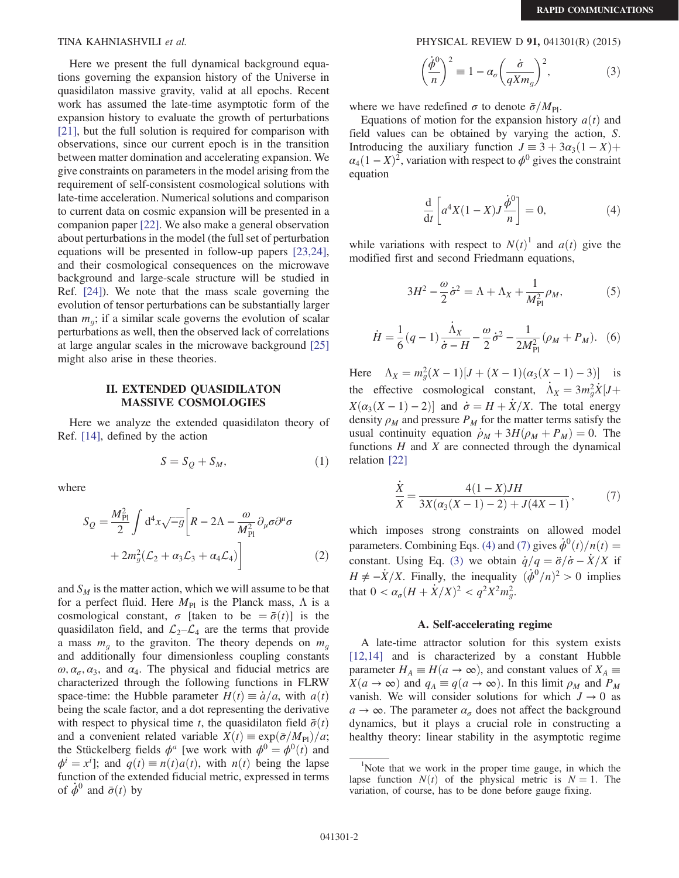Here we present the full dynamical background equations governing the expansion history of the Universe in quasidilaton massive gravity, valid at all epochs. Recent work has assumed the late-time asymptotic form of the expansion history to evaluate the growth of perturbations [21], but the full solution is required for comparison with observations, since our current epoch is in the transition between matter domination and accelerating expansion. We give constraints on parameters in the model arising from the requirement of self-consistent cosmological solutions with late-time acceleration. Numerical solutions and comparison to current data on cosmic expansion will be presented in a companion paper [22]. We also make a general observation about perturbations in the model (the full set of perturbation equations will be presented in follow-up papers [23,24], and their cosmological consequences on the microwave background and large-scale structure will be studied in Ref. [24]). We note that the mass scale governing the evolution of tensor perturbations can be substantially larger than $m_g$; if a similar scale governs the evolution of scalar perturbations as well, then the observed lack of correlations at large angular scales in the microwave background [25] might also arise in these theories.

## II. EXTENDED QUASIDILATON MASSIVE COSMOLOGIES

Here we analyze the extended quasidilaton theory of Ref. [14], defined by the action

$$S = S_Q + S_M, \tag{1}$$

where

$$S_Q = \frac{M_{\rm Pl}^2}{2}\int d^4x\sqrt{-g}\left[R - 2\Lambda - \frac{\omega}{M_{\rm Pl}^2}\partial_\mu\sigma\partial^\mu\sigma + 2m_g^2(\mathcal{L}_2 + \alpha_3\mathcal{L}_3 + \alpha_4\mathcal{L}_4)\right] \tag{2}$$

and $S_M$ is the matter action, which we will assume to be that for a perfect fluid. Here $M_{\rm Pl}$ is the Planck mass, $\Lambda$ is a cosmological constant, $\sigma$ [taken to be $= \bar{\sigma}(t)$] is the quasidilaton field, and $\mathcal{L}_2$–$\mathcal{L}_4$ are the terms that provide a mass $m_g$ to the graviton. The theory depends on $m_g$ and additionally four dimensionless coupling constants $\omega, \alpha_\sigma, \alpha_3$, and $\alpha_4$. The physical and fiducial metrics are characterized through the following functions in FLRW space-time: the Hubble parameter $H(t) \equiv \dot{a}/a$, with $a(t)$ being the scale factor, and a dot representing the derivative with respect to physical time $t$, the quasidilaton field $\bar{\sigma}(t)$ and a convenient related variable $X(t) \equiv \exp(\bar{\sigma}/M_{\rm Pl})/a$; the Stückelberg fields $\phi^a$ [we work with $\phi^0 = \phi^0(t)$ and $\phi^i = x^i$]; and $q(t) \equiv n(t)a(t)$, with $n(t)$ being the lapse function of the extended fiducial metric, expressed in terms of $\dot{\phi}^0$ and $\bar{\sigma}(t)$ by

$$\left(\frac{\dot{\phi}^0}{n}\right)^2 \equiv 1 - \alpha_\sigma\left(\frac{\dot{\sigma}}{qXm_g}\right)^2, \tag{3}$$

where we have redefined $\sigma$ to denote $\bar{\sigma}/M_{\rm Pl}$.

Equations of motion for the expansion history $a(t)$ and field values can be obtained by varying the action, $S$. Introducing the auxiliary function $J \equiv 3 + 3\alpha_3(1-X) + \alpha_4(1-X)^2$, variation with respect to $\phi^0$ gives the constraint equation

$$\frac{d}{dt}\left[a^4X(1-X)J\frac{\dot{\phi}^0}{n}\right] = 0, \tag{4}$$

while variations with respect to $N(t)$[1] and $a(t)$ give the modified first and second Friedmann equations,

$$3H^2 - \frac{\omega}{2}\dot{\sigma}^2 = \Lambda + \Lambda_X + \frac{1}{M_{\rm Pl}^2}\rho_M, \tag{5}$$

$$\dot{H} = \frac{1}{6}(q-1)\frac{\dot{\Lambda}_X}{\dot{\sigma} - H} - \frac{\omega}{2}\dot{\sigma}^2 - \frac{1}{2M_{\rm Pl}^2}(\rho_M + P_M). \tag{6}$$

Here $\Lambda_X = m_g^2(X-1)[J + (X-1)(\alpha_3(X-1) - 3)]$ is the effective cosmological constant, $\dot{\Lambda}_X = 3m_g^2\dot{X}[J + X(\alpha_3(X-1) - 2)]$ and $\dot{\sigma} = H + \dot{X}/X$. The total energy density $\rho_M$ and pressure $P_M$ for the matter terms satisfy the usual continuity equation $\dot{\rho}_M + 3H(\rho_M + P_M) = 0$. The functions $H$ and $X$ are connected through the dynamical relation [22]

$$\frac{\dot{X}}{X} = \frac{4(1-X)JH}{3X(\alpha_3(X-1) - 2) + J(4X-1)}, \tag{7}$$

which imposes strong constraints on allowed model parameters. Combining Eqs. (4) and (7) gives $\dot{\phi}^0(t)/n(t) =$ constant. Using Eq. (3) we obtain $\dot{q}/q = \ddot{\sigma}/\dot{\sigma} - \dot{X}/X$ if $H \neq -\dot{X}/X$. Finally, the inequality $(\dot{\phi}^0/n)^2 > 0$ implies that $0 < \alpha_\sigma(H + \dot{X}/X)^2 < q^2X^2m_g^2$.

### A. Self-accelerating regime

A late-time attractor solution for this system exists [12,14] and is characterized by a constant Hubble parameter $H_A \equiv H(a \to \infty)$, and constant values of $X_A \equiv X(a \to \infty)$ and $q_A \equiv q(a \to \infty)$. In this limit $\rho_M$ and $P_M$ vanish. We will consider solutions for which $J \to 0$ as $a \to \infty$. The parameter $\alpha_\sigma$ does not affect the background dynamics, but it plays a crucial role in constructing a healthy theory: linear stability in the asymptotic regime

[1] Note that we work in the proper time gauge, in which the lapse function $N(t)$ of the physical metric is $N = 1$. The variation, of course, has to be done before gauge fixing.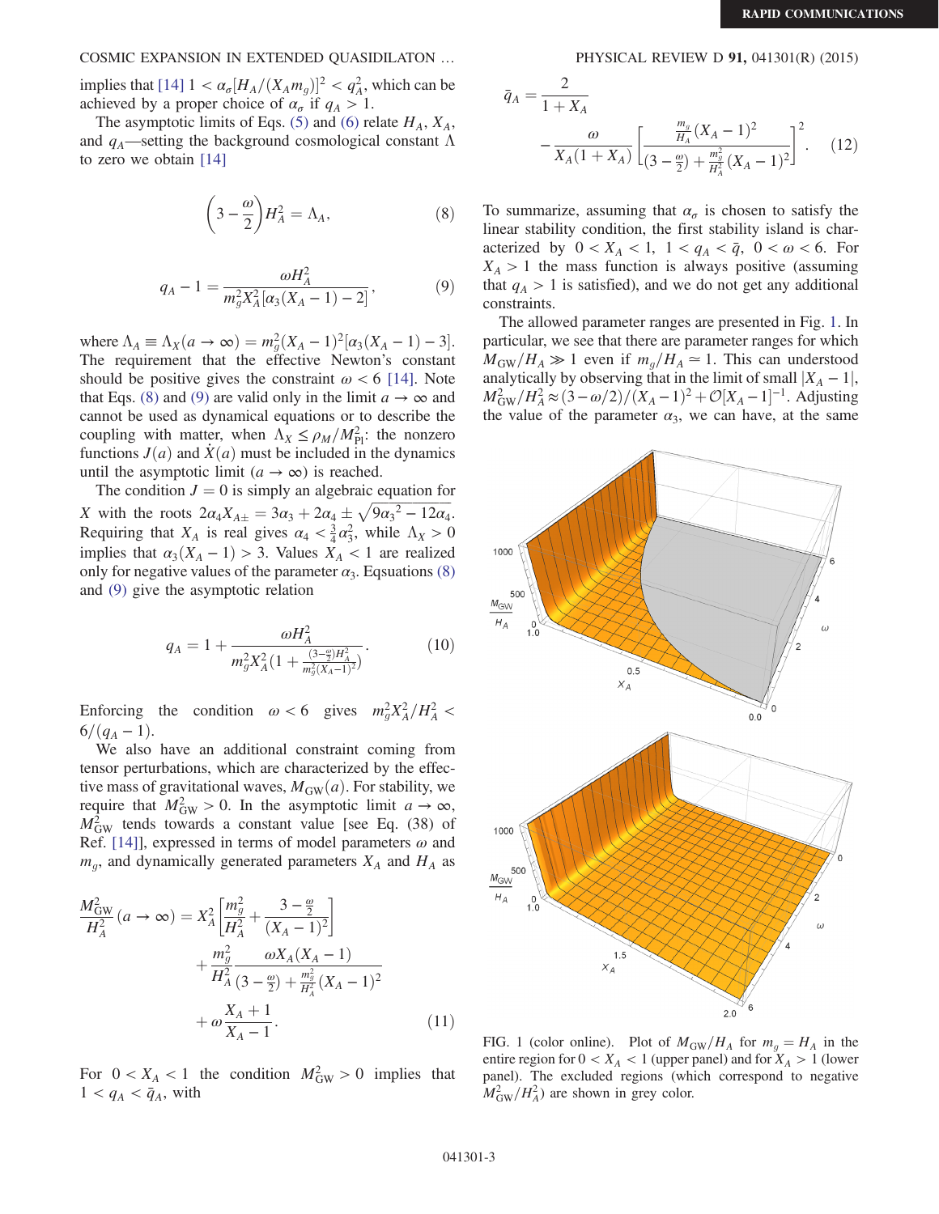implies that [14] $1 < \alpha_\sigma[H_A/(X_A m_g)]^2 < q_A^2$, which can be achieved by a proper choice of $\alpha_\sigma$ if $q_A > 1$.

The asymptotic limits of Eqs. (5) and (6) relate $H_A$, $X_A$, and $q_A$—setting the background cosmological constant $\Lambda$ to zero we obtain [14]

$$\left(3 - \frac{\omega}{2}\right) H_A^2 = \Lambda_A, \tag{8}$$

$$q_A - 1 = \frac{\omega H_A^2}{m_g^2 X_A^2 [\alpha_3 (X_A - 1) - 2]}, \tag{9}$$

where $\Lambda_A \equiv \Lambda_X (a \to \infty) = m_g^2 (X_A - 1)^2 [\alpha_3 (X_A - 1) - 3]$. The requirement that the effective Newton's constant should be positive gives the constraint $\omega < 6$ [14]. Note that Eqs. (8) and (9) are valid only in the limit $a \to \infty$ and cannot be used as dynamical equations or to describe the coupling with matter, when $\Lambda_X \leq \rho_M / M_{\rm Pl}^2$: the nonzero functions $J(a)$ and $\dot{X}(a)$ must be included in the dynamics until the asymptotic limit ($a \to \infty$) is reached.

The condition $J = 0$ is simply an algebraic equation for $X$ with the roots $2\alpha_4 X_{A\pm} = 3\alpha_3 + 2\alpha_4 \pm \sqrt{9{\alpha_3}^2 - 12\alpha_4}$. Requiring that $X_A$ is real gives $\alpha_4 < \frac{3}{4}\alpha_3^2$, while $\Lambda_X > 0$ implies that $\alpha_3 (X_A - 1) > 3$. Values $X_A < 1$ are realized only for negative values of the parameter $\alpha_3$. Eqsuations (8) and (9) give the asymptotic relation

$$q_A = 1 + \frac{\omega H_A^2}{m_g^2 X_A^2 \left(1 + \frac{(3 - \frac{\omega}{2}) H_A^2}{m_g^2 (X_A - 1)^2}\right)}. \tag{10}$$

Enforcing the condition $\omega < 6$ gives $m_g^2 X_A^2 / H_A^2 < 6/(q_A - 1)$.

We also have an additional constraint coming from tensor perturbations, which are characterized by the effective mass of gravitational waves, $M_{\rm GW}(a)$. For stability, we require that $M_{\rm GW}^2 > 0$. In the asymptotic limit $a \to \infty$, $M_{\rm GW}^2$ tends towards a constant value [see Eq. (38) of Ref. [14]], expressed in terms of model parameters $\omega$ and $m_g$, and dynamically generated parameters $X_A$ and $H_A$ as

$$\begin{aligned} \frac{M_{\rm GW}^2}{H_A^2}(a \to \infty) = {} & X_A^2 \left[\frac{m_g^2}{H_A^2} + \frac{3 - \frac{\omega}{2}}{(X_A - 1)^2}\right] \\ & + \frac{m_g^2}{H_A^2} \frac{\omega X_A (X_A - 1)}{(3 - \frac{\omega}{2}) + \frac{m_g^2}{H_A^2}(X_A - 1)^2} \\ & + \omega \frac{X_A + 1}{X_A - 1}. \end{aligned} \tag{11}$$

For $0 < X_A < 1$ the condition $M_{\rm GW}^2 > 0$ implies that $1 < q_A < \bar{q}_A$, with

$$\bar{q}_A = \frac{2}{1 + X_A} - \frac{\omega}{X_A (1 + X_A)} \left[\frac{\frac{m_g}{H_A}(X_A - 1)^2}{(3 - \frac{\omega}{2}) + \frac{m_g^2}{H_A^2}(X_A - 1)^2}\right]^2. \tag{12}$$

To summarize, assuming that $\alpha_\sigma$ is chosen to satisfy the linear stability condition, the first stability island is characterized by $0 < X_A < 1$, $1 < q_A < \bar{q}$, $0 < \omega < 6$. For $X_A > 1$ the mass function is always positive (assuming that $q_A > 1$ is satisfied), and we do not get any additional constraints.

The allowed parameter ranges are presented in Fig. 1. In particular, we see that there are parameter ranges for which $M_{\rm GW}/H_A \gg 1$ even if $m_g/H_A \simeq 1$. This can understood analytically by observing that in the limit of small $|X_A - 1|$, $M_{\rm GW}^2/H_A^2 \approx (3 - \omega/2)/(X_A - 1)^2 + \mathcal{O}[X_A - 1]^{-1}$. Adjusting the value of the parameter $\alpha_3$, we can have, at the same

FIG. 1 (color online). Plot of $M_{\rm GW}/H_A$ for $m_g = H_A$ in the entire region for $0 < X_A < 1$ (upper panel) and for $X_A > 1$ (lower panel). The excluded regions (which correspond to negative $M_{\rm GW}^2/H_A^2$) are shown in grey color.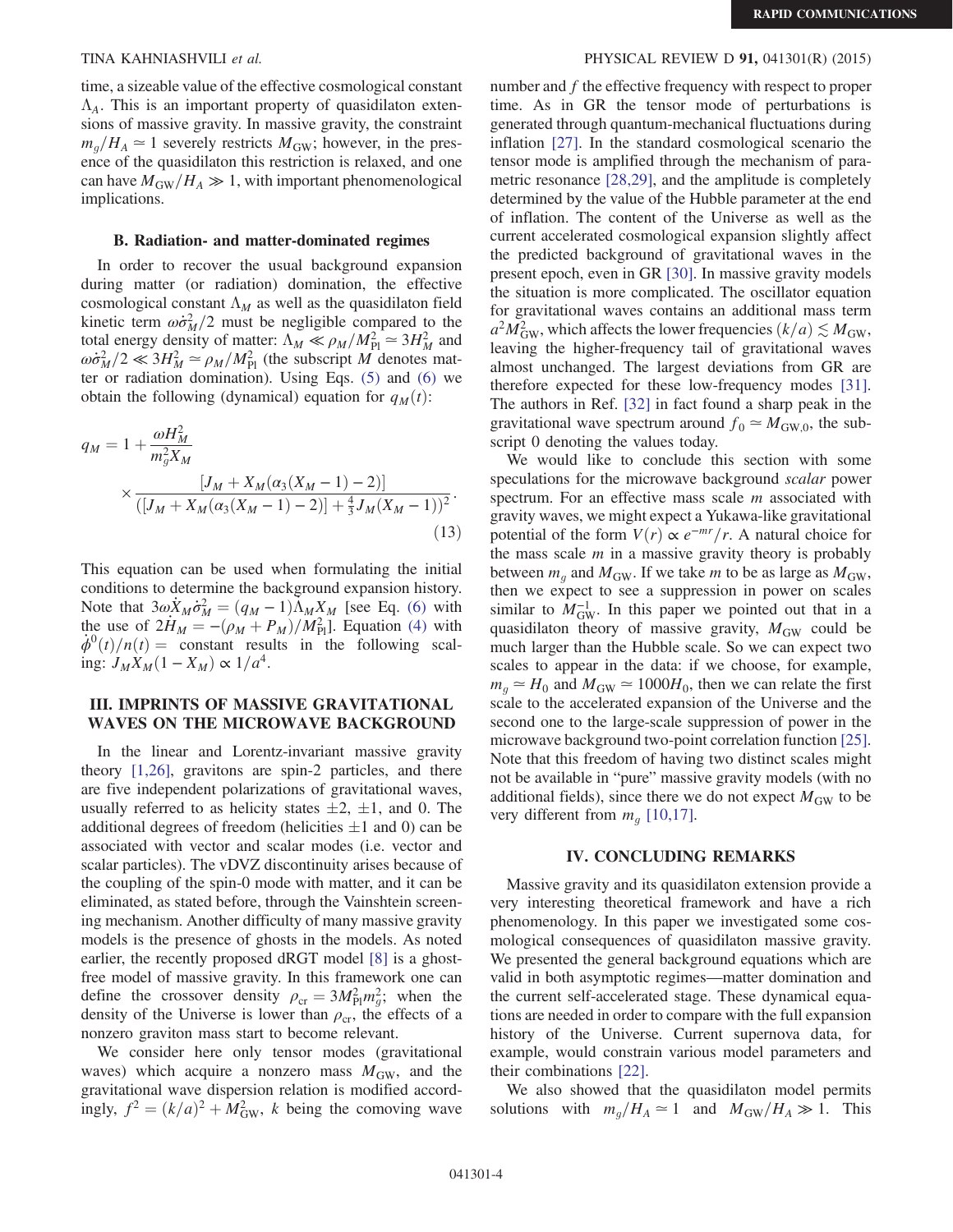time, a sizeable value of the effective cosmological constant $\Lambda_A$. This is an important property of quasidilaton extensions of massive gravity. In massive gravity, the constraint $m_g/H_A \simeq 1$ severely restricts $M_{\rm GW}$; however, in the presence of the quasidilaton this restriction is relaxed, and one can have $M_{\rm GW}/H_A \gg 1$, with important phenomenological implications.

### B. Radiation- and matter-dominated regimes

In order to recover the usual background expansion during matter (or radiation) domination, the effective cosmological constant $\Lambda_M$ as well as the quasidilaton field kinetic term $\omega\dot{\sigma}_M^2/2$ must be negligible compared to the total energy density of matter: $\Lambda_M \ll \rho_M/M_{\rm Pl}^2 \simeq 3H_M^2$ and $\omega\dot{\sigma}_M^2/2 \ll 3H_M^2 \simeq \rho_M/M_{\rm Pl}^2$ (the subscript $M$ denotes matter or radiation domination). Using Eqs. (5) and (6) we obtain the following (dynamical) equation for $q_M(t)$:

$$q_M = 1 + \frac{\omega H_M^2}{m_g^2 X_M} \times \frac{[J_M + X_M(\alpha_3(X_M - 1) - 2)]}{([J_M + X_M(\alpha_3(X_M - 1) - 2)] + \frac{4}{3}J_M(X_M - 1))^2}. \tag{13}$$

This equation can be used when formulating the initial conditions to determine the background expansion history. Note that $3\omega\dot{X}_M\dot{\sigma}_M^2 = (q_M - 1)\Lambda_M X_M$ [see Eq. (6) with the use of $2\dot{H}_M = -(\rho_M + P_M)/M_{\rm Pl}^2$]. Equation (4) with $\dot{\phi}^0(t)/n(t) =$ constant results in the following scaling: $J_M X_M(1 - X_M) \propto 1/a^4$.

## III. IMPRINTS OF MASSIVE GRAVITATIONAL WAVES ON THE MICROWAVE BACKGROUND

In the linear and Lorentz-invariant massive gravity theory [1,26], gravitons are spin-2 particles, and there are five independent polarizations of gravitational waves, usually referred to as helicity states $\pm 2$, $\pm 1$, and 0. The additional degrees of freedom (helicities $\pm 1$ and 0) can be associated with vector and scalar modes (i.e. vector and scalar particles). The vDVZ discontinuity arises because of the coupling of the spin-0 mode with matter, and it can be eliminated, as stated before, through the Vainshtein screening mechanism. Another difficulty of many massive gravity models is the presence of ghosts in the models. As noted earlier, the recently proposed dRGT model [8] is a ghost-free model of massive gravity. In this framework one can define the crossover density $\rho_{\rm cr} = 3M_{\rm Pl}^2 m_g^2$; when the density of the Universe is lower than $\rho_{\rm cr}$, the effects of a nonzero graviton mass start to become relevant.

We consider here only tensor modes (gravitational waves) which acquire a nonzero mass $M_{\rm GW}$, and the gravitational wave dispersion relation is modified accordingly, $f^2 = (k/a)^2 + M_{\rm GW}^2$, $k$ being the comoving wave number and $f$ the effective frequency with respect to proper time. As in GR the tensor mode of perturbations is generated through quantum-mechanical fluctuations during inflation [27]. In the standard cosmological scenario the tensor mode is amplified through the mechanism of parametric resonance [28,29], and the amplitude is completely determined by the value of the Hubble parameter at the end of inflation. The content of the Universe as well as the current accelerated cosmological expansion slightly affect the predicted background of gravitational waves in the present epoch, even in GR [30]. In massive gravity models the situation is more complicated. The oscillator equation for gravitational waves contains an additional mass term $a^2 M_{\rm GW}^2$, which affects the lower frequencies $(k/a) \lesssim M_{\rm GW}$, leaving the higher-frequency tail of gravitational waves almost unchanged. The largest deviations from GR are therefore expected for these low-frequency modes [31]. The authors in Ref. [32] in fact found a sharp peak in the gravitational wave spectrum around $f_0 \simeq M_{\rm GW,0}$, the subscript 0 denoting the values today.

We would like to conclude this section with some speculations for the microwave background *scalar* power spectrum. For an effective mass scale $m$ associated with gravity waves, we might expect a Yukawa-like gravitational potential of the form $V(r) \propto e^{-mr}/r$. A natural choice for the mass scale $m$ in a massive gravity theory is probably between $m_g$ and $M_{\rm GW}$. If we take $m$ to be as large as $M_{\rm GW}$, then we expect to see a suppression in power on scales similar to $M_{\rm GW}^{-1}$. In this paper we pointed out that in a quasidilaton theory of massive gravity, $M_{\rm GW}$ could be much larger than the Hubble scale. So we can expect two scales to appear in the data: if we choose, for example, $m_g \simeq H_0$ and $M_{\rm GW} \simeq 1000H_0$, then we can relate the first scale to the accelerated expansion of the Universe and the second one to the large-scale suppression of power in the microwave background two-point correlation function [25]. Note that this freedom of having two distinct scales might not be available in "pure" massive gravity models (with no additional fields), since there we do not expect $M_{\rm GW}$ to be very different from $m_g$ [10,17].

## IV. CONCLUDING REMARKS

Massive gravity and its quasidilaton extension provide a very interesting theoretical framework and have a rich phenomenology. In this paper we investigated some cosmological consequences of quasidilaton massive gravity. We presented the general background equations which are valid in both asymptotic regimes—matter domination and the current self-accelerated stage. These dynamical equations are needed in order to compare with the full expansion history of the Universe. Current supernova data, for example, would constrain various model parameters and their combinations [22].

We also showed that the quasidilaton model permits solutions with $m_g/H_A \simeq 1$ and $M_{\rm GW}/H_A \gg 1$. This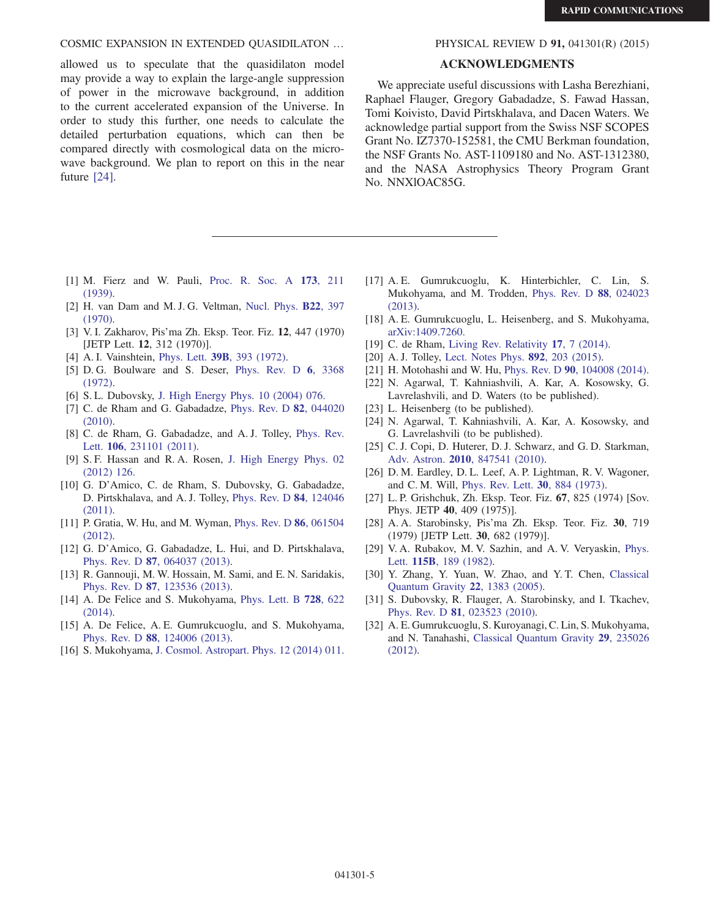allowed us to speculate that the quasidilaton model may provide a way to explain the large-angle suppression of power in the microwave background, in addition to the current accelerated expansion of the Universe. In order to study this further, one needs to calculate the detailed perturbation equations, which can then be compared directly with cosmological data on the microwave background. We plan to report on this in the near future [24].

## ACKNOWLEDGMENTS

We appreciate useful discussions with Lasha Berezhiani, Raphael Flauger, Gregory Gabadadze, S. Fawad Hassan, Tomi Koivisto, David Pirtskhalava, and Dacen Waters. We acknowledge partial support from the Swiss NSF SCOPES Grant No. IZ7370-152581, the CMU Berkman foundation, the NSF Grants No. AST-1109180 and No. AST-1312380, and the NASA Astrophysics Theory Program Grant No. NNXlOAC85G.

---

[1] M. Fierz and W. Pauli, Proc. R. Soc. A **173**, 211 (1939).
[2] H. van Dam and M. J. G. Veltman, Nucl. Phys. **B22**, 397 (1970).
[3] V. I. Zakharov, Pis'ma Zh. Eksp. Teor. Fiz. **12**, 447 (1970) [JETP Lett. **12**, 312 (1970)].
[4] A. I. Vainshtein, Phys. Lett. **39B**, 393 (1972).
[5] D. G. Boulware and S. Deser, Phys. Rev. D **6**, 3368 (1972).
[6] S. L. Dubovsky, J. High Energy Phys. 10 (2004) 076.
[7] C. de Rham and G. Gabadadze, Phys. Rev. D **82**, 044020 (2010).
[8] C. de Rham, G. Gabadadze, and A. J. Tolley, Phys. Rev. Lett. **106**, 231101 (2011).
[9] S. F. Hassan and R. A. Rosen, J. High Energy Phys. 02 (2012) 126.
[10] G. D'Amico, C. de Rham, S. Dubovsky, G. Gabadadze, D. Pirtskhalava, and A. J. Tolley, Phys. Rev. D **84**, 124046 (2011).
[11] P. Gratia, W. Hu, and M. Wyman, Phys. Rev. D **86**, 061504 (2012).
[12] G. D'Amico, G. Gabadadze, L. Hui, and D. Pirtskhalava, Phys. Rev. D **87**, 064037 (2013).
[13] R. Gannouji, M. W. Hossain, M. Sami, and E. N. Saridakis, Phys. Rev. D **87**, 123536 (2013).
[14] A. De Felice and S. Mukohyama, Phys. Lett. B **728**, 622 (2014).
[15] A. De Felice, A. E. Gumrukcuoglu, and S. Mukohyama, Phys. Rev. D **88**, 124006 (2013).
[16] S. Mukohyama, J. Cosmol. Astropart. Phys. 12 (2014) 011.
[17] A. E. Gumrukcuoglu, K. Hinterbichler, C. Lin, S. Mukohyama, and M. Trodden, Phys. Rev. D **88**, 024023 (2013).
[18] A. E. Gumrukcuoglu, L. Heisenberg, and S. Mukohyama, arXiv:1409.7260.
[19] C. de Rham, Living Rev. Relativity **17**, 7 (2014).
[20] A. J. Tolley, Lect. Notes Phys. **892**, 203 (2015).
[21] H. Motohashi and W. Hu, Phys. Rev. D **90**, 104008 (2014).
[22] N. Agarwal, T. Kahniashvili, A. Kar, A. Kosowsky, G. Lavrelashvili, and D. Waters (to be published).
[23] L. Heisenberg (to be published).
[24] N. Agarwal, T. Kahniashvili, A. Kar, A. Kosowsky, and G. Lavrelashvili (to be published).
[25] C. J. Copi, D. Huterer, D. J. Schwarz, and G. D. Starkman, Adv. Astron. **2010**, 847541 (2010).
[26] D. M. Eardley, D. L. Leef, A. P. Lightman, R. V. Wagoner, and C. M. Will, Phys. Rev. Lett. **30**, 884 (1973).
[27] L. P. Grishchuk, Zh. Eksp. Teor. Fiz. **67**, 825 (1974) [Sov. Phys. JETP **40**, 409 (1975)].
[28] A. A. Starobinsky, Pis'ma Zh. Eksp. Teor. Fiz. **30**, 719 (1979) [JETP Lett. **30**, 682 (1979)].
[29] V. A. Rubakov, M. V. Sazhin, and A. V. Veryaskin, Phys. Lett. **115B**, 189 (1982).
[30] Y. Zhang, Y. Yuan, W. Zhao, and Y. T. Chen, Classical Quantum Gravity **22**, 1383 (2005).
[31] S. Dubovsky, R. Flauger, A. Starobinsky, and I. Tkachev, Phys. Rev. D **81**, 023523 (2010).
[32] A. E. Gumrukcuoglu, S. Kuroyanagi, C. Lin, S. Mukohyama, and N. Tanahashi, Classical Quantum Gravity **29**, 235026 (2012).